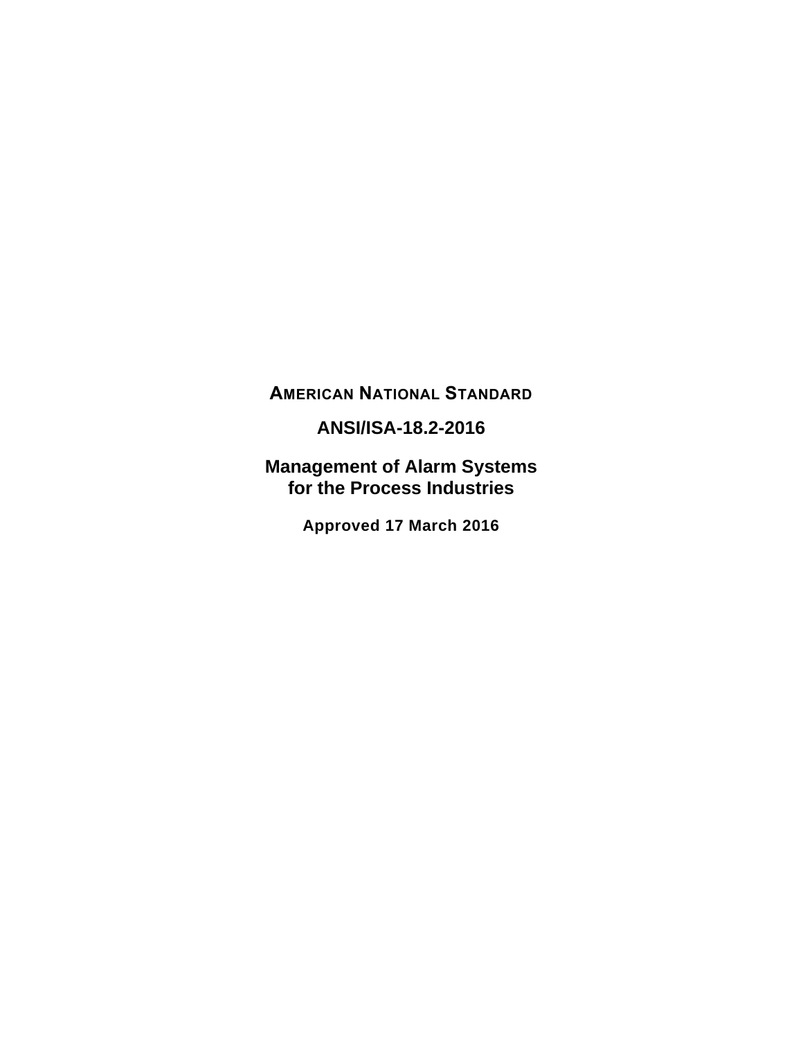**AMERICAN NATIONAL STANDARD**

# ANSI/ISA-18.2-2016

# Management of Alarm Systems for the Process Industries

**Approved 17 March 2016**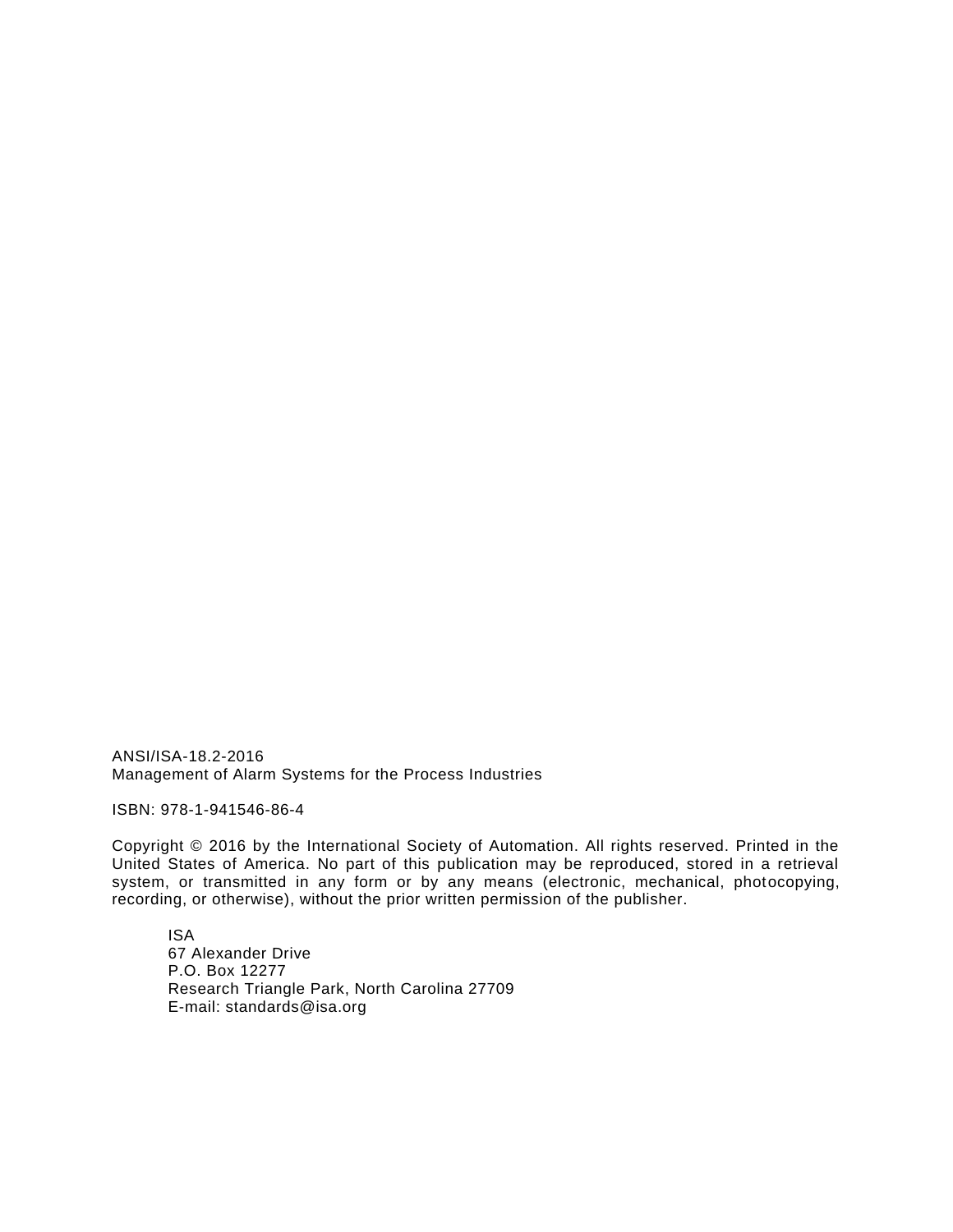ANSI/ISA-18.2-2016
Management of Alarm Systems for the Process Industries

ISBN: 978-1-941546-86-4

Copyright © 2016 by the International Society of Automation. All rights reserved. Printed in the United States of America. No part of this publication may be reproduced, stored in a retrieval system, or transmitted in any form or by any means (electronic, mechanical, photocopying, recording, or otherwise), without the prior written permission of the publisher.

ISA
67 Alexander Drive
P.O. Box 12277
Research Triangle Park, North Carolina 27709
E-mail: standards@isa.org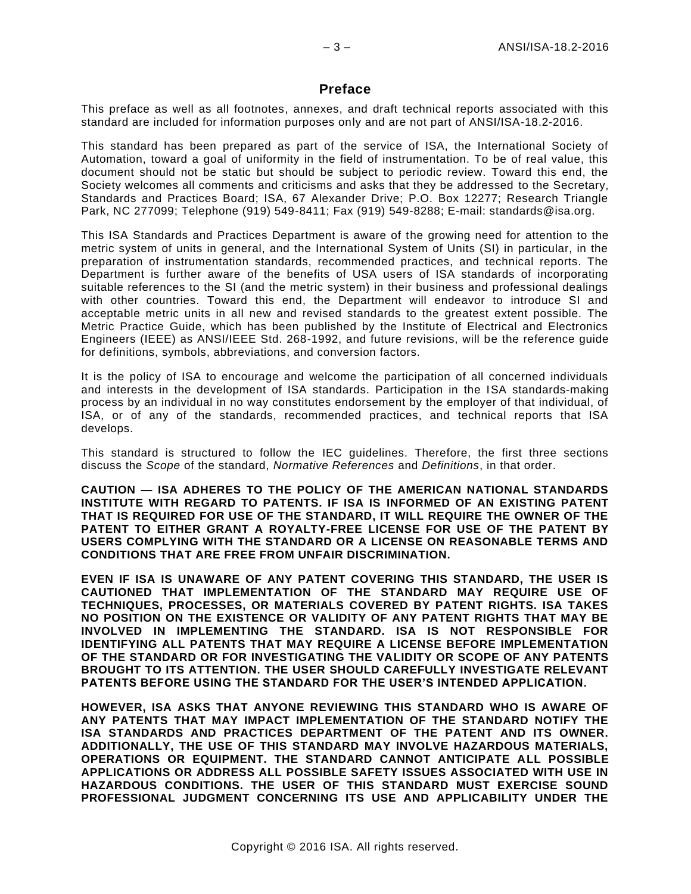# Preface

This preface as well as all footnotes, annexes, and draft technical reports associated with this standard are included for information purposes only and are not part of ANSI/ISA-18.2-2016.

This standard has been prepared as part of the service of ISA, the International Society of Automation, toward a goal of uniformity in the field of instrumentation. To be of real value, this document should not be static but should be subject to periodic review. Toward this end, the Society welcomes all comments and criticisms and asks that they be addressed to the Secretary, Standards and Practices Board; ISA, 67 Alexander Drive; P.O. Box 12277; Research Triangle Park, NC 277099; Telephone (919) 549-8411; Fax (919) 549-8288; E-mail: standards@isa.org.

This ISA Standards and Practices Department is aware of the growing need for attention to the metric system of units in general, and the International System of Units (SI) in particular, in the preparation of instrumentation standards, recommended practices, and technical reports. The Department is further aware of the benefits of USA users of ISA standards of incorporating suitable references to the SI (and the metric system) in their business and professional dealings with other countries. Toward this end, the Department will endeavor to introduce SI and acceptable metric units in all new and revised standards to the greatest extent possible. The Metric Practice Guide, which has been published by the Institute of Electrical and Electronics Engineers (IEEE) as ANSI/IEEE Std. 268-1992, and future revisions, will be the reference guide for definitions, symbols, abbreviations, and conversion factors.

It is the policy of ISA to encourage and welcome the participation of all concerned individuals and interests in the development of ISA standards. Participation in the ISA standards-making process by an individual in no way constitutes endorsement by the employer of that individual, of ISA, or of any of the standards, recommended practices, and technical reports that ISA develops.

This standard is structured to follow the IEC guidelines. Therefore, the first three sections discuss the *Scope* of the standard, *Normative References* and *Definitions*, in that order.

**CAUTION — ISA ADHERES TO THE POLICY OF THE AMERICAN NATIONAL STANDARDS INSTITUTE WITH REGARD TO PATENTS. IF ISA IS INFORMED OF AN EXISTING PATENT THAT IS REQUIRED FOR USE OF THE STANDARD, IT WILL REQUIRE THE OWNER OF THE PATENT TO EITHER GRANT A ROYALTY-FREE LICENSE FOR USE OF THE PATENT BY USERS COMPLYING WITH THE STANDARD OR A LICENSE ON REASONABLE TERMS AND CONDITIONS THAT ARE FREE FROM UNFAIR DISCRIMINATION.**

**EVEN IF ISA IS UNAWARE OF ANY PATENT COVERING THIS STANDARD, THE USER IS CAUTIONED THAT IMPLEMENTATION OF THE STANDARD MAY REQUIRE USE OF TECHNIQUES, PROCESSES, OR MATERIALS COVERED BY PATENT RIGHTS. ISA TAKES NO POSITION ON THE EXISTENCE OR VALIDITY OF ANY PATENT RIGHTS THAT MAY BE INVOLVED IN IMPLEMENTING THE STANDARD. ISA IS NOT RESPONSIBLE FOR IDENTIFYING ALL PATENTS THAT MAY REQUIRE A LICENSE BEFORE IMPLEMENTATION OF THE STANDARD OR FOR INVESTIGATING THE VALIDITY OR SCOPE OF ANY PATENTS BROUGHT TO ITS ATTENTION. THE USER SHOULD CAREFULLY INVESTIGATE RELEVANT PATENTS BEFORE USING THE STANDARD FOR THE USER'S INTENDED APPLICATION.**

**HOWEVER, ISA ASKS THAT ANYONE REVIEWING THIS STANDARD WHO IS AWARE OF ANY PATENTS THAT MAY IMPACT IMPLEMENTATION OF THE STANDARD NOTIFY THE ISA STANDARDS AND PRACTICES DEPARTMENT OF THE PATENT AND ITS OWNER. ADDITIONALLY, THE USE OF THIS STANDARD MAY INVOLVE HAZARDOUS MATERIALS, OPERATIONS OR EQUIPMENT. THE STANDARD CANNOT ANTICIPATE ALL POSSIBLE APPLICATIONS OR ADDRESS ALL POSSIBLE SAFETY ISSUES ASSOCIATED WITH USE IN HAZARDOUS CONDITIONS. THE USER OF THIS STANDARD MUST EXERCISE SOUND PROFESSIONAL JUDGMENT CONCERNING ITS USE AND APPLICABILITY UNDER THE**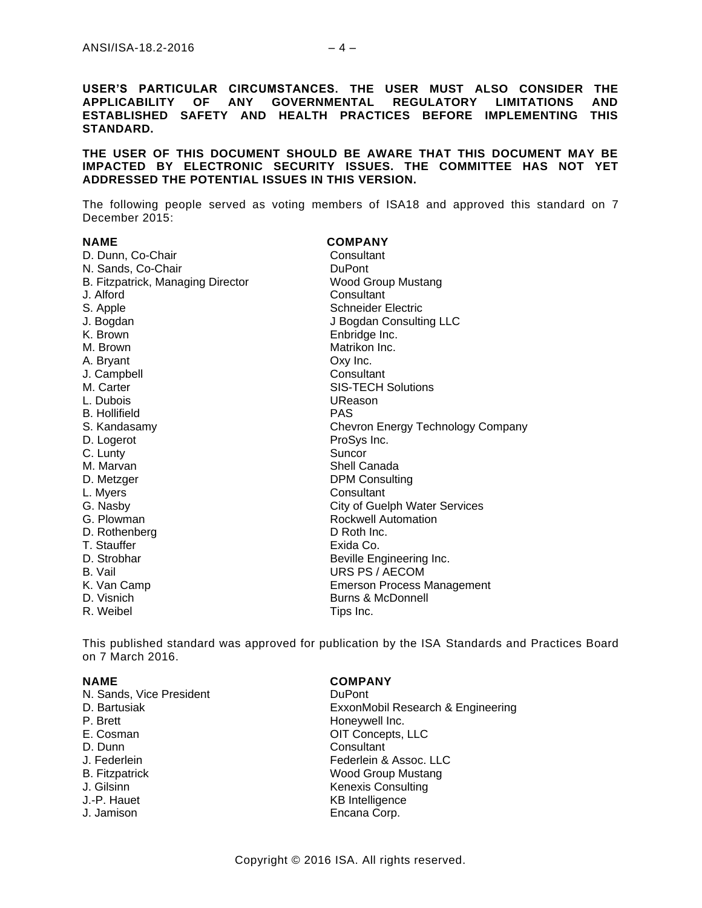**USER'S PARTICULAR CIRCUMSTANCES. THE USER MUST ALSO CONSIDER THE APPLICABILITY OF ANY GOVERNMENTAL REGULATORY LIMITATIONS AND ESTABLISHED SAFETY AND HEALTH PRACTICES BEFORE IMPLEMENTING THIS STANDARD.**

**THE USER OF THIS DOCUMENT SHOULD BE AWARE THAT THIS DOCUMENT MAY BE IMPACTED BY ELECTRONIC SECURITY ISSUES. THE COMMITTEE HAS NOT YET ADDRESSED THE POTENTIAL ISSUES IN THIS VERSION.**

The following people served as voting members of ISA18 and approved this standard on 7 December 2015:

| **NAME** | **COMPANY** |
|---|---|
| D. Dunn, Co-Chair | Consultant |
| N. Sands, Co-Chair | DuPont |
| B. Fitzpatrick, Managing Director | Wood Group Mustang |
| J. Alford | Consultant |
| S. Apple | Schneider Electric |
| J. Bogdan | J Bogdan Consulting LLC |
| K. Brown | Enbridge Inc. |
| M. Brown | Matrikon Inc. |
| A. Bryant | Oxy Inc. |
| J. Campbell | Consultant |
| M. Carter | SIS-TECH Solutions |
| L. Dubois | UReason |
| B. Hollifield | PAS |
| S. Kandasamy | Chevron Energy Technology Company |
| D. Logerot | ProSys Inc. |
| C. Lunty | Suncor |
| M. Marvan | Shell Canada |
| D. Metzger | DPM Consulting |
| L. Myers | Consultant |
| G. Nasby | City of Guelph Water Services |
| G. Plowman | Rockwell Automation |
| D. Rothenberg | D Roth Inc. |
| T. Stauffer | Exida Co. |
| D. Strobhar | Beville Engineering Inc. |
| B. Vail | URS PS / AECOM |
| K. Van Camp | Emerson Process Management |
| D. Visnich | Burns & McDonnell |
| R. Weibel | Tips Inc. |

This published standard was approved for publication by the ISA Standards and Practices Board on 7 March 2016.

| **NAME** | **COMPANY** |
|---|---|
| N. Sands, Vice President | DuPont |
| D. Bartusiak | ExxonMobil Research & Engineering |
| P. Brett | Honeywell Inc. |
| E. Cosman | OIT Concepts, LLC |
| D. Dunn | Consultant |
| J. Federlein | Federlein & Assoc. LLC |
| B. Fitzpatrick | Wood Group Mustang |
| J. Gilsinn | Kenexis Consulting |
| J.-P. Hauet | KB Intelligence |
| J. Jamison | Encana Corp. |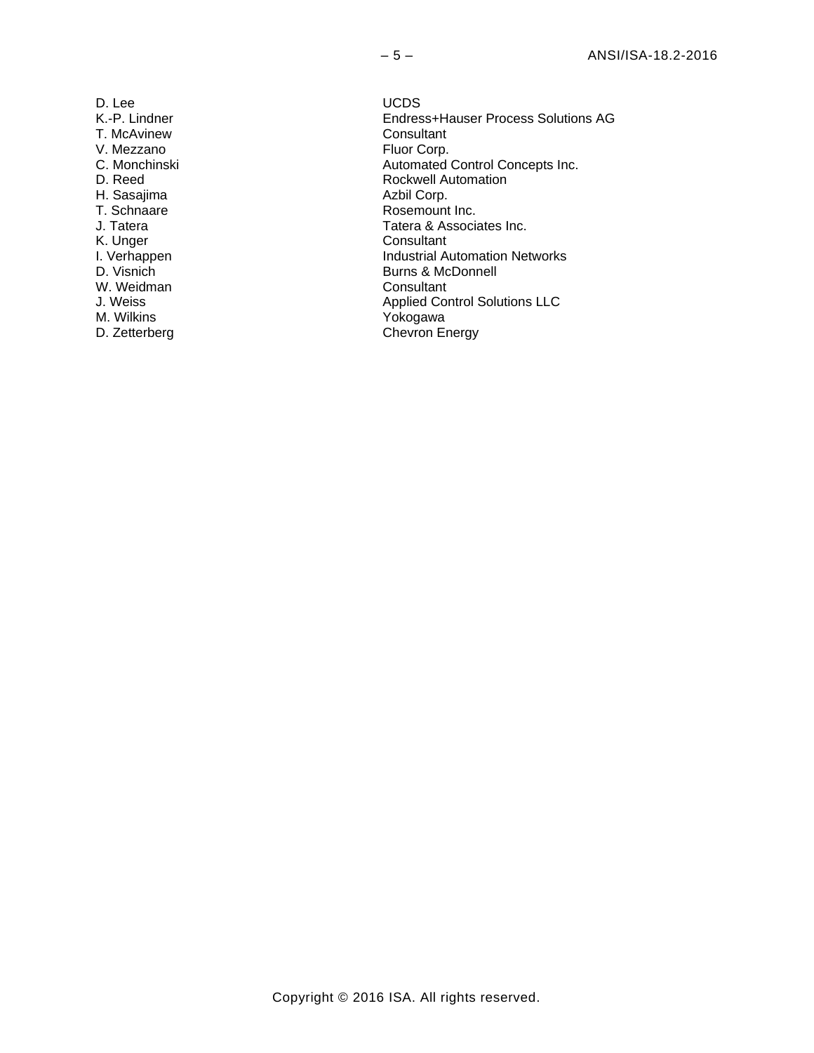| | |
|---|---|
| D. Lee | UCDS |
| K.-P. Lindner | Endress+Hauser Process Solutions AG |
| T. McAvinew | Consultant |
| V. Mezzano | Fluor Corp. |
| C. Monchinski | Automated Control Concepts Inc. |
| D. Reed | Rockwell Automation |
| H. Sasajima | Azbil Corp. |
| T. Schnaare | Rosemount Inc. |
| J. Tatera | Tatera & Associates Inc. |
| K. Unger | Consultant |
| I. Verhappen | Industrial Automation Networks |
| D. Visnich | Burns & McDonnell |
| W. Weidman | Consultant |
| J. Weiss | Applied Control Solutions LLC |
| M. Wilkins | Yokogawa |
| D. Zetterberg | Chevron Energy |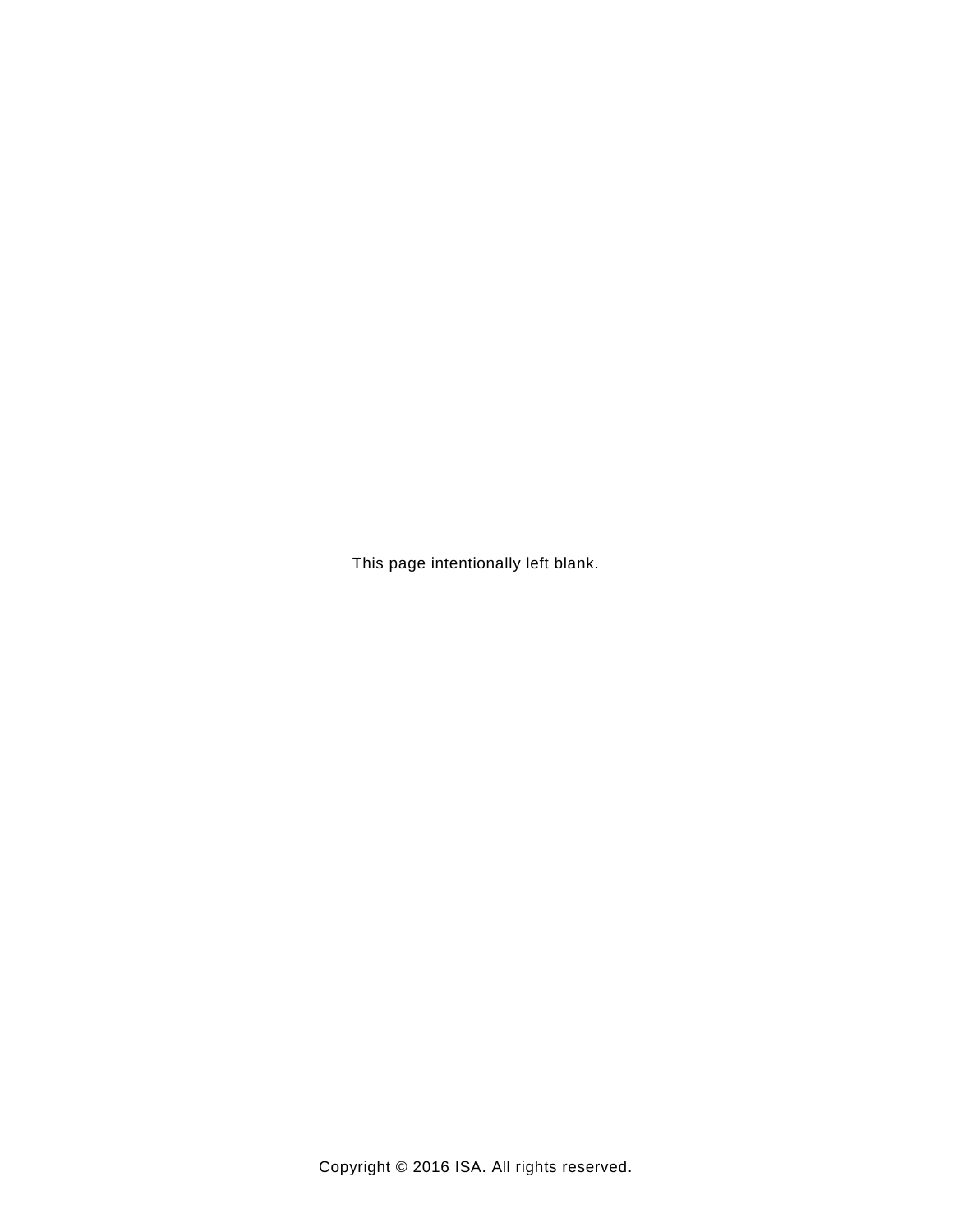This page intentionally left blank.

Copyright © 2016 ISA. All rights reserved.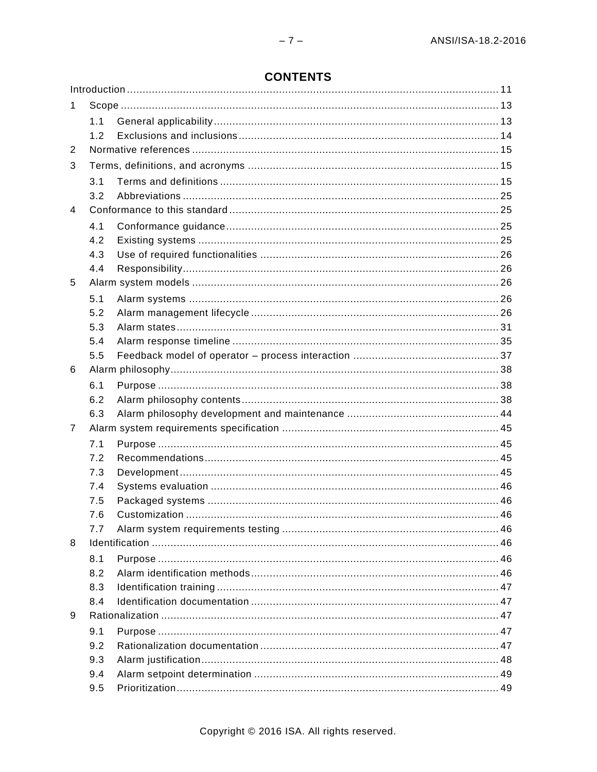# CONTENTS

Introduction ........................................................................................................................ 11

1 Scope ........................................................................................................................... 13

  1.1 General applicability ................................................................................................. 13
  1.2 Exclusions and inclusions .......................................................................................... 14

2 Normative references ..................................................................................................... 15

3 Terms, definitions, and acronyms .................................................................................... 15

  3.1 Terms and definitions ................................................................................................ 15
  3.2 Abbreviations ............................................................................................................ 25

4 Conformance to this standard .......................................................................................... 25

  4.1 Conformance guidance .............................................................................................. 25
  4.2 Existing systems ....................................................................................................... 25
  4.3 Use of required functionalities ................................................................................... 26
  4.4 Responsibility ............................................................................................................ 26

5 Alarm system models ..................................................................................................... 26

  5.1 Alarm systems .......................................................................................................... 26
  5.2 Alarm management lifecycle ...................................................................................... 26
  5.3 Alarm states .............................................................................................................. 31
  5.4 Alarm response timeline ............................................................................................ 35
  5.5 Feedback model of operator – process interaction ...................................................... 37

6 Alarm philosophy ............................................................................................................ 38

  6.1 Purpose .................................................................................................................... 38
  6.2 Alarm philosophy contents ......................................................................................... 38
  6.3 Alarm philosophy development and maintenance ........................................................ 44

7 Alarm system requirements specification ........................................................................ 45

  7.1 Purpose .................................................................................................................... 45
  7.2 Recommendations ..................................................................................................... 45
  7.3 Development ............................................................................................................. 45
  7.4 Systems evaluation ................................................................................................... 46
  7.5 Packaged systems ..................................................................................................... 46
  7.6 Customization ........................................................................................................... 46
  7.7 Alarm system requirements testing ............................................................................ 46

8 Identification .................................................................................................................. 46

  8.1 Purpose .................................................................................................................... 46
  8.2 Alarm identification methods ...................................................................................... 46
  8.3 Identification training ................................................................................................. 47
  8.4 Identification documentation ...................................................................................... 47

9 Rationalization ............................................................................................................... 47

  9.1 Purpose .................................................................................................................... 47
  9.2 Rationalization documentation ................................................................................... 47
  9.3 Alarm justification ...................................................................................................... 48
  9.4 Alarm setpoint determination ..................................................................................... 49
  9.5 Prioritization .............................................................................................................. 49

Copyright © 2016 ISA. All rights reserved.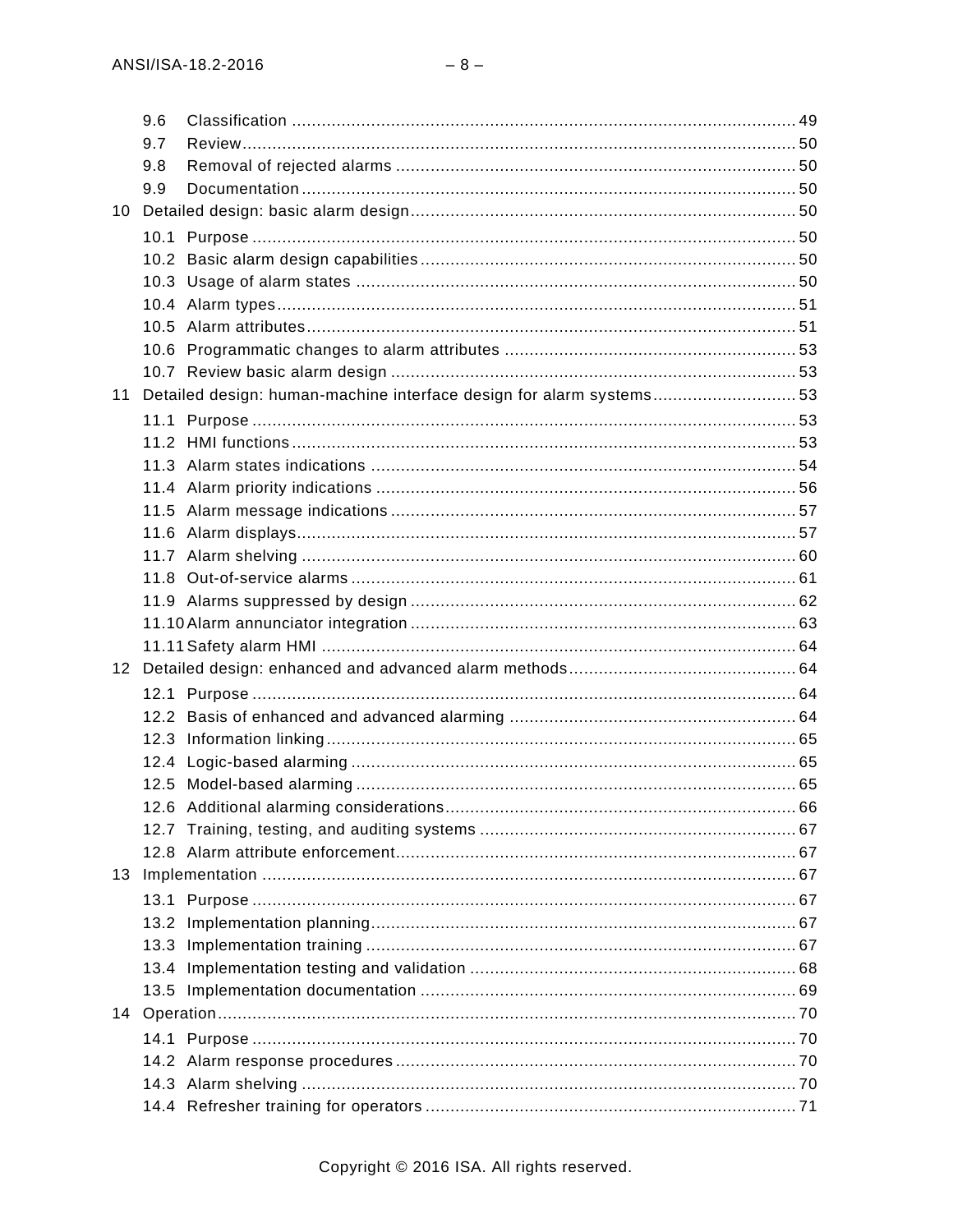9.6 Classification ..... 49
9.7 Review ..... 50
9.8 Removal of rejected alarms ..... 50
9.9 Documentation ..... 50

10 Detailed design: basic alarm design ..... 50

10.1 Purpose ..... 50
10.2 Basic alarm design capabilities ..... 50
10.3 Usage of alarm states ..... 50
10.4 Alarm types ..... 51
10.5 Alarm attributes ..... 51
10.6 Programmatic changes to alarm attributes ..... 53
10.7 Review basic alarm design ..... 53

11 Detailed design: human-machine interface design for alarm systems ..... 53

11.1 Purpose ..... 53
11.2 HMI functions ..... 53
11.3 Alarm states indications ..... 54
11.4 Alarm priority indications ..... 56
11.5 Alarm message indications ..... 57
11.6 Alarm displays ..... 57
11.7 Alarm shelving ..... 60
11.8 Out-of-service alarms ..... 61
11.9 Alarms suppressed by design ..... 62
11.10 Alarm annunciator integration ..... 63
11.11 Safety alarm HMI ..... 64

12 Detailed design: enhanced and advanced alarm methods ..... 64

12.1 Purpose ..... 64
12.2 Basis of enhanced and advanced alarming ..... 64
12.3 Information linking ..... 65
12.4 Logic-based alarming ..... 65
12.5 Model-based alarming ..... 65
12.6 Additional alarming considerations ..... 66
12.7 Training, testing, and auditing systems ..... 67
12.8 Alarm attribute enforcement ..... 67

13 Implementation ..... 67

13.1 Purpose ..... 67
13.2 Implementation planning ..... 67
13.3 Implementation training ..... 67
13.4 Implementation testing and validation ..... 68
13.5 Implementation documentation ..... 69

14 Operation ..... 70

14.1 Purpose ..... 70
14.2 Alarm response procedures ..... 70
14.3 Alarm shelving ..... 70
14.4 Refresher training for operators ..... 71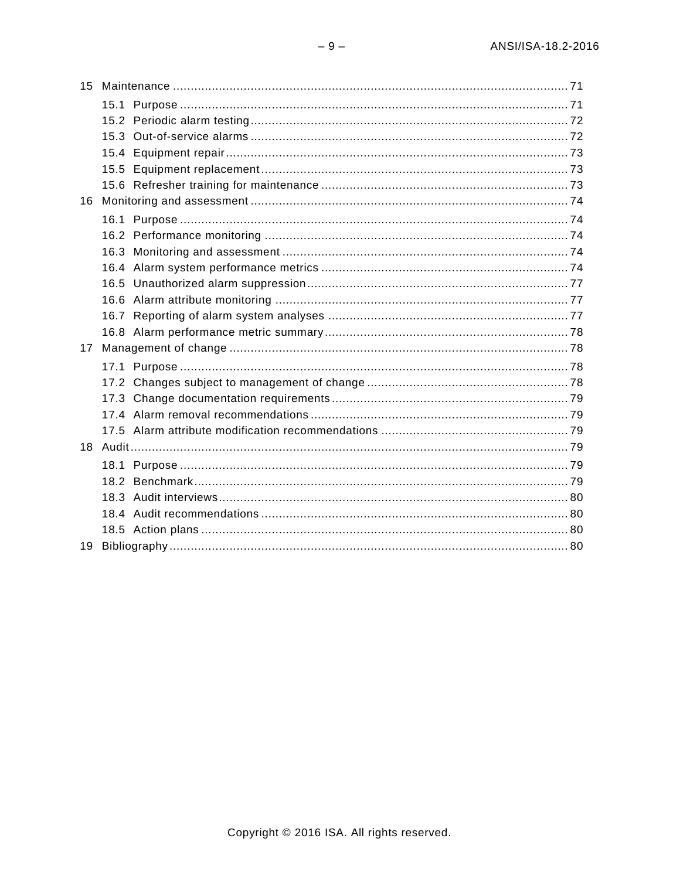15 Maintenance ............................................................................................................... 71

15.1 Purpose ............................................................................................................. 71
15.2 Periodic alarm testing......................................................................................... 72
15.3 Out-of-service alarms ......................................................................................... 72
15.4 Equipment repair................................................................................................ 73
15.5 Equipment replacement...................................................................................... 73
15.6 Refresher training for maintenance ..................................................................... 73

16 Monitoring and assessment ......................................................................................... 74

16.1 Purpose ............................................................................................................. 74
16.2 Performance monitoring ..................................................................................... 74
16.3 Monitoring and assessment ................................................................................ 74
16.4 Alarm system performance metrics ..................................................................... 74
16.5 Unauthorized alarm suppression......................................................................... 77
16.6 Alarm attribute monitoring .................................................................................. 77
16.7 Reporting of alarm system analyses ................................................................... 77
16.8 Alarm performance metric summary.................................................................... 78

17 Management of change ............................................................................................... 78

17.1 Purpose ............................................................................................................. 78
17.2 Changes subject to management of change ........................................................ 78
17.3 Change documentation requirements.................................................................. 79
17.4 Alarm removal recommendations ........................................................................ 79
17.5 Alarm attribute modification recommendations .................................................... 79

18 Audit........................................................................................................................... 79

18.1 Purpose ............................................................................................................. 79
18.2 Benchmark......................................................................................................... 79
18.3 Audit interviews.................................................................................................. 80
18.4 Audit recommendations ...................................................................................... 80
18.5 Action plans ....................................................................................................... 80

19 Bibliography................................................................................................................ 80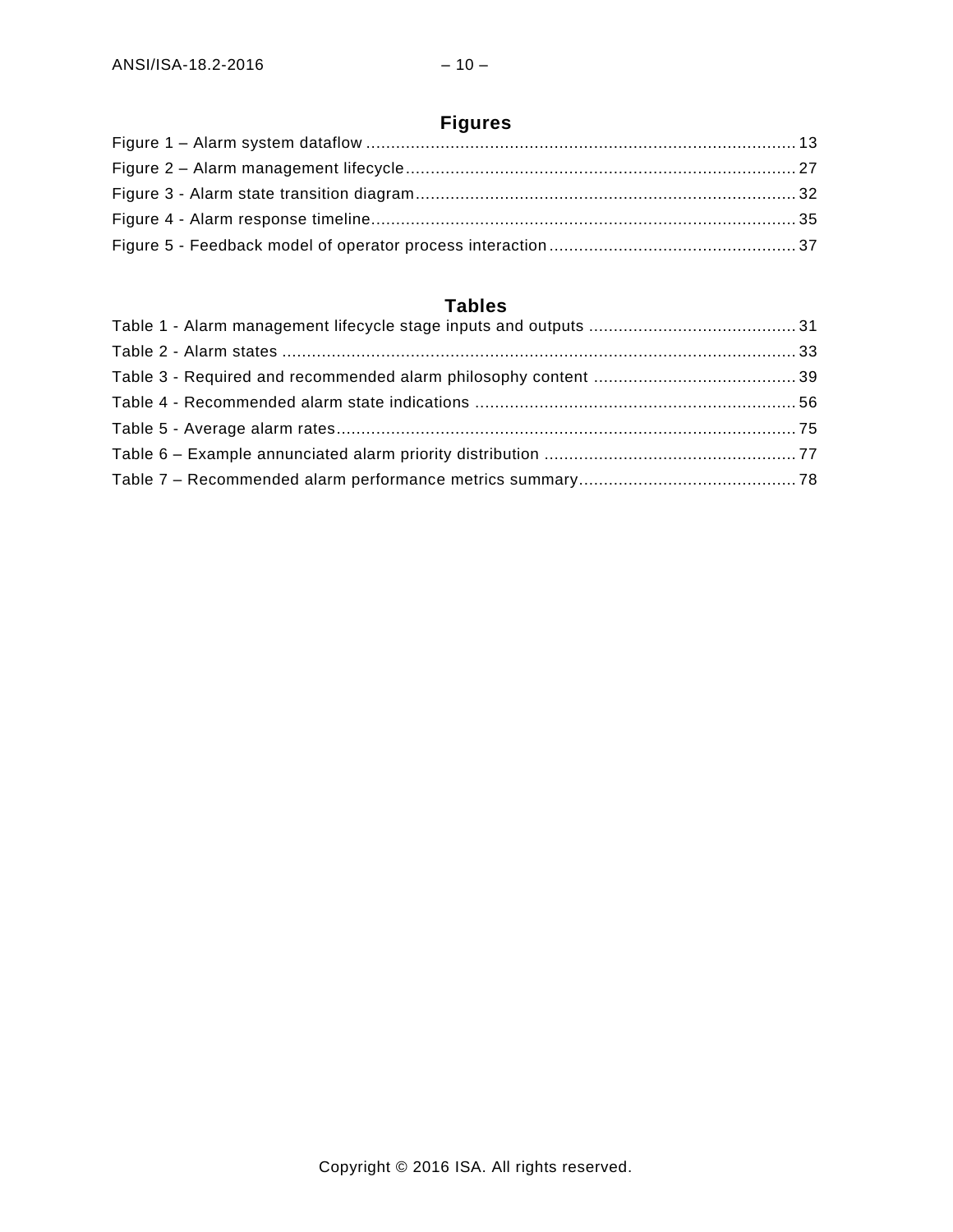## Figures

Figure 1 – Alarm system dataflow ........................................................................................ 13

Figure 2 – Alarm management lifecycle................................................................................ 27

Figure 3 - Alarm state transition diagram.............................................................................. 32

Figure 4 - Alarm response timeline........................................................................................ 35

Figure 5 - Feedback model of operator process interaction.................................................. 37

## Tables

Table 1 - Alarm management lifecycle stage inputs and outputs .......................................... 31

Table 2 - Alarm states ........................................................................................................... 33

Table 3 - Required and recommended alarm philosophy content ......................................... 39

Table 4 - Recommended alarm state indications .................................................................. 56

Table 5 - Average alarm rates................................................................................................ 75

Table 6 – Example annunciated alarm priority distribution .................................................... 77

Table 7 – Recommended alarm performance metrics summary............................................ 78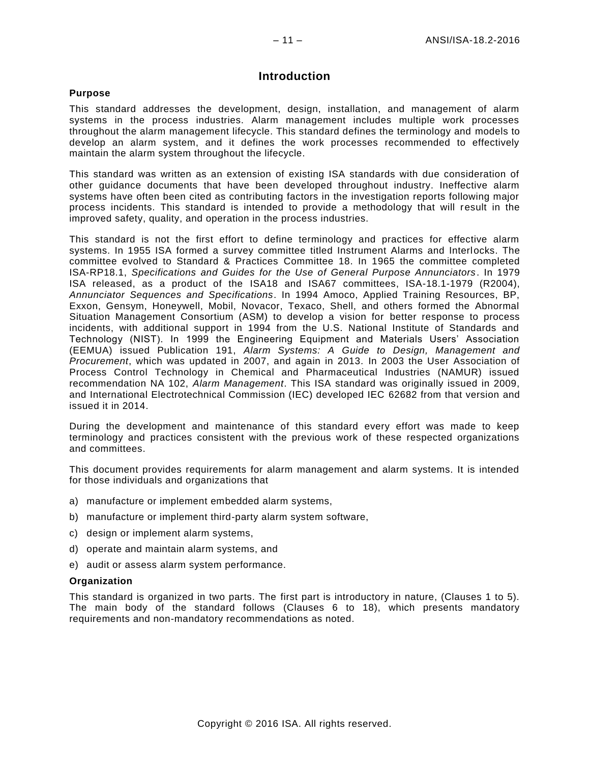# Introduction

## Purpose

This standard addresses the development, design, installation, and management of alarm systems in the process industries. Alarm management includes multiple work processes throughout the alarm management lifecycle. This standard defines the terminology and models to develop an alarm system, and it defines the work processes recommended to effectively maintain the alarm system throughout the lifecycle.

This standard was written as an extension of existing ISA standards with due consideration of other guidance documents that have been developed throughout industry. Ineffective alarm systems have often been cited as contributing factors in the investigation reports following major process incidents. This standard is intended to provide a methodology that will result in the improved safety, quality, and operation in the process industries.

This standard is not the first effort to define terminology and practices for effective alarm systems. In 1955 ISA formed a survey committee titled Instrument Alarms and Interlocks. The committee evolved to Standard & Practices Committee 18. In 1965 the committee completed ISA-RP18.1, *Specifications and Guides for the Use of General Purpose Annunciators*. In 1979 ISA released, as a product of the ISA18 and ISA67 committees, ISA-18.1-1979 (R2004), *Annunciator Sequences and Specifications*. In 1994 Amoco, Applied Training Resources, BP, Exxon, Gensym, Honeywell, Mobil, Novacor, Texaco, Shell, and others formed the Abnormal Situation Management Consortium (ASM) to develop a vision for better response to process incidents, with additional support in 1994 from the U.S. National Institute of Standards and Technology (NIST). In 1999 the Engineering Equipment and Materials Users' Association (EEMUA) issued Publication 191, *Alarm Systems: A Guide to Design, Management and Procurement*, which was updated in 2007, and again in 2013. In 2003 the User Association of Process Control Technology in Chemical and Pharmaceutical Industries (NAMUR) issued recommendation NA 102, *Alarm Management*. This ISA standard was originally issued in 2009, and International Electrotechnical Commission (IEC) developed IEC 62682 from that version and issued it in 2014.

During the development and maintenance of this standard every effort was made to keep terminology and practices consistent with the previous work of these respected organizations and committees.

This document provides requirements for alarm management and alarm systems. It is intended for those individuals and organizations that

a) manufacture or implement embedded alarm systems,

b) manufacture or implement third-party alarm system software,

c) design or implement alarm systems,

d) operate and maintain alarm systems, and

e) audit or assess alarm system performance.

## Organization

This standard is organized in two parts. The first part is introductory in nature, (Clauses 1 to 5). The main body of the standard follows (Clauses 6 to 18), which presents mandatory requirements and non-mandatory recommendations as noted.